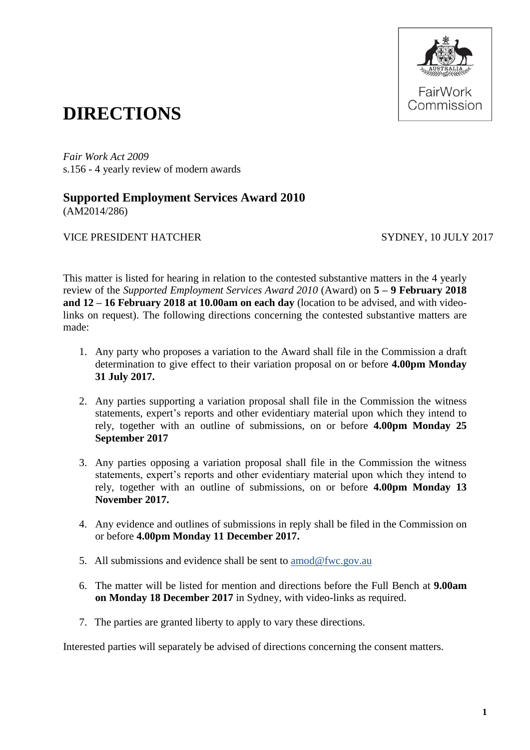# DIRECTIONS

*Fair Work Act 2009*
s.156 - 4 yearly review of modern awards

## Supported Employment Services Award 2010

(AM2014/286)

VICE PRESIDENT HATCHER SYDNEY, 10 JULY 2017

This matter is listed for hearing in relation to the contested substantive matters in the 4 yearly review of the *Supported Employment Services Award 2010* (Award) on **5 – 9 February 2018 and 12 – 16 February 2018 at 10.00am on each day** (location to be advised, and with video-links on request). The following directions concerning the contested substantive matters are made:

1. Any party who proposes a variation to the Award shall file in the Commission a draft determination to give effect to their variation proposal on or before **4.00pm Monday 31 July 2017.**

2. Any parties supporting a variation proposal shall file in the Commission the witness statements, expert's reports and other evidentiary material upon which they intend to rely, together with an outline of submissions, on or before **4.00pm Monday 25 September 2017**

3. Any parties opposing a variation proposal shall file in the Commission the witness statements, expert's reports and other evidentiary material upon which they intend to rely, together with an outline of submissions, on or before **4.00pm Monday 13 November 2017.**

4. Any evidence and outlines of submissions in reply shall be filed in the Commission on or before **4.00pm Monday 11 December 2017.**

5. All submissions and evidence shall be sent to amod@fwc.gov.au

6. The matter will be listed for mention and directions before the Full Bench at **9.00am on Monday 18 December 2017** in Sydney, with video-links as required.

7. The parties are granted liberty to apply to vary these directions.

Interested parties will separately be advised of directions concerning the consent matters.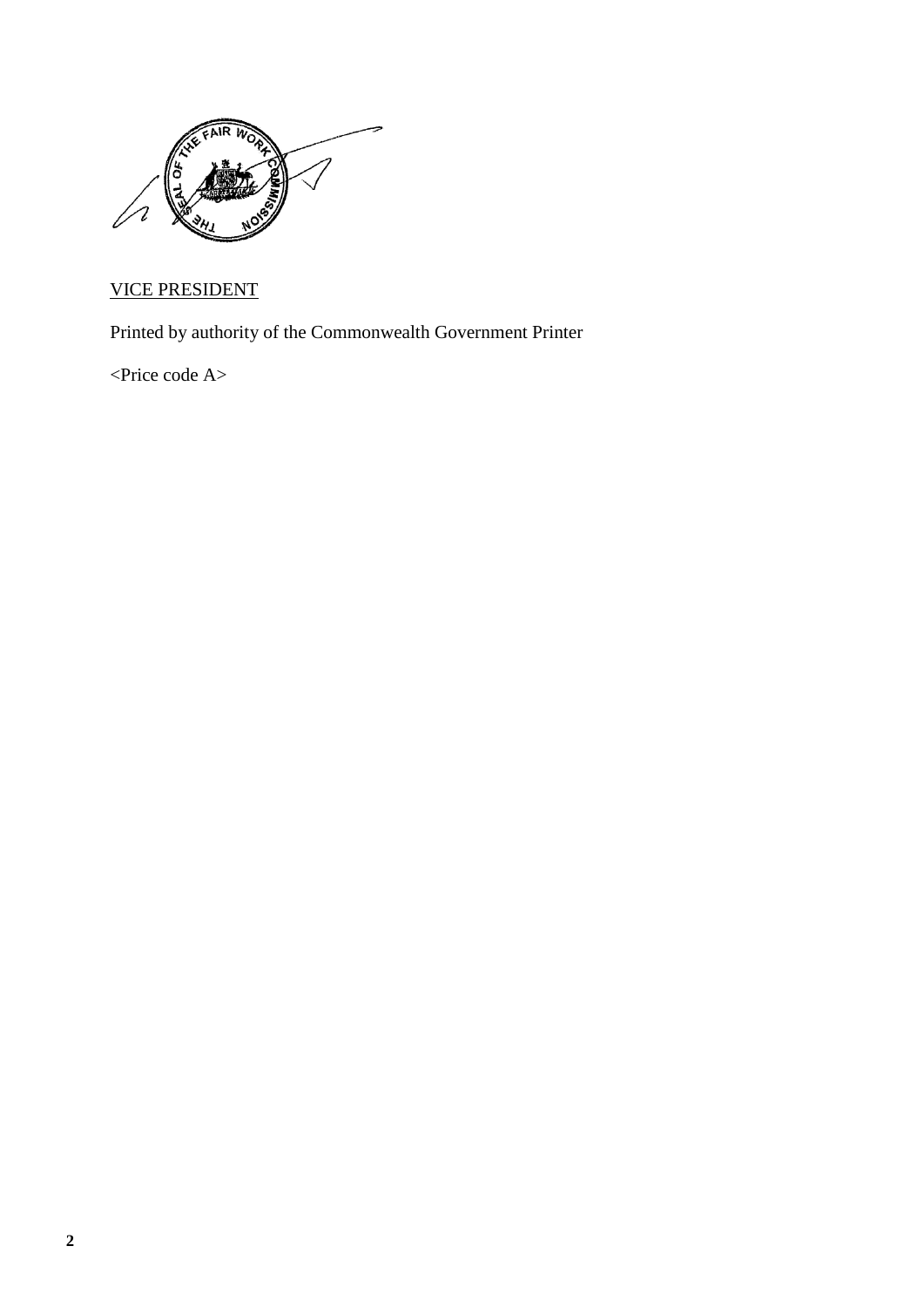VICE PRESIDENT

Printed by authority of the Commonwealth Government Printer

<Price code A>